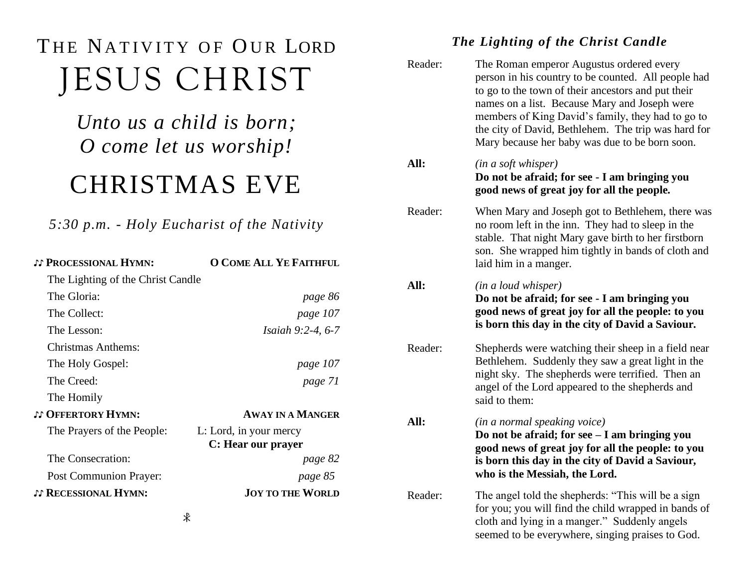# THE NATIVITY OF OUR LORD JESUS CHRIST

## *Unto us a child is born; O come let us worship!*

# CHRISTMAS EVE

*5:30 p.m. - Holy Eucharist of the Nativity*

| | |
|---|---|
| ♫ **PROCESSIONAL HYMN:** | **O COME ALL YE FAITHFUL** |
| The Lighting of the Christ Candle | |
| The Gloria: | *page 86* |
| The Collect: | *page 107* |
| The Lesson: | *Isaiah 9:2-4, 6-7* |
| Christmas Anthems: | |
| The Holy Gospel: | *page 107* |
| The Creed: | *page 71* |
| The Homily | |
| ♫ **OFFERTORY HYMN:** | **AWAY IN A MANGER** |
| The Prayers of the People: | L: Lord, in your mercy **C: Hear our prayer** |
| The Consecration: | *page 82* |
| Post Communion Prayer: | *page 85* |
| ♫ **RECESSIONAL HYMN:** | **JOY TO THE WORLD** |

☧

### *The Lighting of the Christ Candle*

Reader: The Roman emperor Augustus ordered every person in his country to be counted. All people had to go to the town of their ancestors and put their names on a list. Because Mary and Joseph were members of King David's family, they had to go to the city of David, Bethlehem. The trip was hard for Mary because her baby was due to be born soon.

**All:** *(in a soft whisper)*
**Do not be afraid; for see - I am bringing you good news of great joy for all the people.**

Reader: When Mary and Joseph got to Bethlehem, there was no room left in the inn. They had to sleep in the stable. That night Mary gave birth to her firstborn son. She wrapped him tightly in bands of cloth and laid him in a manger.

**All:** *(in a loud whisper)*
**Do not be afraid; for see - I am bringing you good news of great joy for all the people: to you is born this day in the city of David a Saviour.**

Reader: Shepherds were watching their sheep in a field near Bethlehem. Suddenly they saw a great light in the night sky. The shepherds were terrified. Then an angel of the Lord appeared to the shepherds and said to them:

**All:** *(in a normal speaking voice)*
**Do not be afraid; for see – I am bringing you good news of great joy for all the people: to you is born this day in the city of David a Saviour, who is the Messiah, the Lord.**

Reader: The angel told the shepherds: "This will be a sign for you; you will find the child wrapped in bands of cloth and lying in a manger." Suddenly angels seemed to be everywhere, singing praises to God.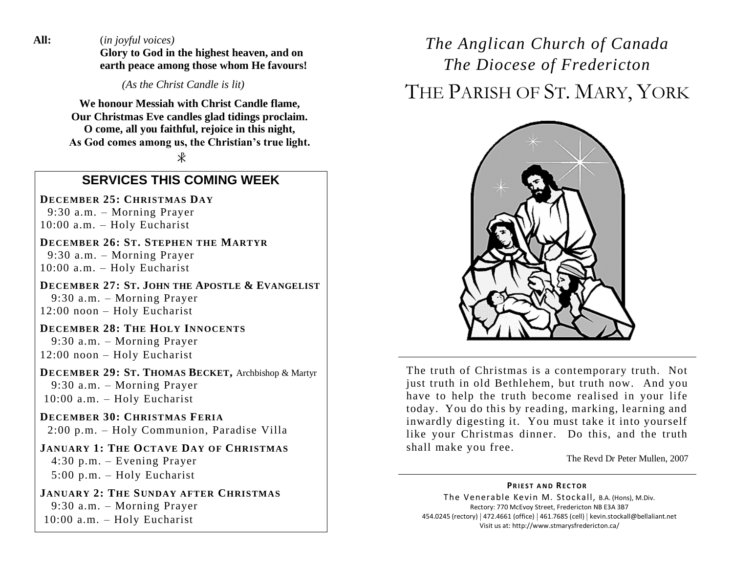**All:** (*in joyful voices*)
**Glory to God in the highest heaven, and on earth peace among those whom He favours!**

*(As the Christ Candle is lit)*

**We honour Messiah with Christ Candle flame,**
**Our Christmas Eve candles glad tidings proclaim.**
**O come, all you faithful, rejoice in this night,**
**As God comes among us, the Christian's true light.**

☧

## SERVICES THIS COMING WEEK

**DECEMBER 25: CHRISTMAS DAY**
9:30 a.m. – Morning Prayer
10:00 a.m. – Holy Eucharist

**DECEMBER 26: ST. STEPHEN THE MARTYR**
9:30 a.m. – Morning Prayer
10:00 a.m. – Holy Eucharist

**DECEMBER 27: ST. JOHN THE APOSTLE & EVANGELIST**
9:30 a.m. – Morning Prayer
12:00 noon – Holy Eucharist

**DECEMBER 28: THE HOLY INNOCENTS**
9:30 a.m. – Morning Prayer
12:00 noon – Holy Eucharist

**DECEMBER 29: ST. THOMAS BECKET,** Archbishop & Martyr
9:30 a.m. – Morning Prayer
10:00 a.m. – Holy Eucharist

**DECEMBER 30: CHRISTMAS FERIA**
2:00 p.m. – Holy Communion, Paradise Villa

**JANUARY 1: THE OCTAVE DAY OF CHRISTMAS**
4:30 p.m. – Evening Prayer
5:00 p.m. – Holy Eucharist

**JANUARY 2: THE SUNDAY AFTER CHRISTMAS**
9:30 a.m. – Morning Prayer
10:00 a.m. – Holy Eucharist

*The Anglican Church of Canada*
*The Diocese of Fredericton*

# THE PARISH OF ST. MARY, YORK

The truth of Christmas is a contemporary truth. Not just truth in old Bethlehem, but truth now. And you have to help the truth become realised in your life today. You do this by reading, marking, learning and inwardly digesting it. You must take it into yourself like your Christmas dinner. Do this, and the truth shall make you free.

The Revd Dr Peter Mullen, 2007

**PRIEST AND RECTOR**
The Venerable Kevin M. Stockall, B.A. (Hons), M.Div.
Rectory: 770 McEvoy Street, Fredericton NB E3A 3B7
454.0245 (rectory) | 472.4661 (office) | 461.7685 (cell) | kevin.stockall@bellaliant.net
Visit us at: http://www.stmarysfredericton.ca/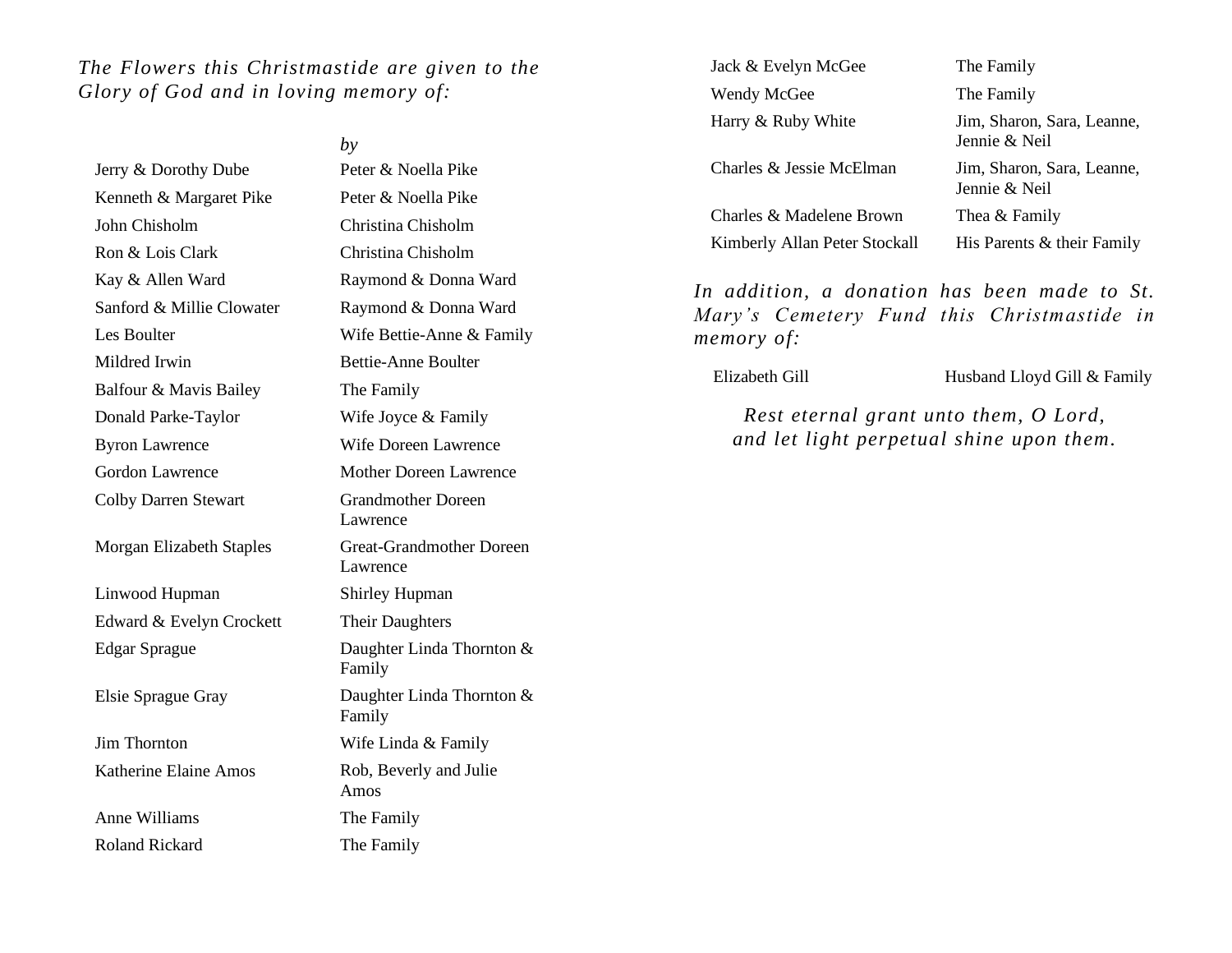*The Flowers this Christmastide are given to the Glory of God and in loving memory of:*

| | *by* |
|---|---|
| Jerry & Dorothy Dube | Peter & Noella Pike |
| Kenneth & Margaret Pike | Peter & Noella Pike |
| John Chisholm | Christina Chisholm |
| Ron & Lois Clark | Christina Chisholm |
| Kay & Allen Ward | Raymond & Donna Ward |
| Sanford & Millie Clowater | Raymond & Donna Ward |
| Les Boulter | Wife Bettie-Anne & Family |
| Mildred Irwin | Bettie-Anne Boulter |
| Balfour & Mavis Bailey | The Family |
| Donald Parke-Taylor | Wife Joyce & Family |
| Byron Lawrence | Wife Doreen Lawrence |
| Gordon Lawrence | Mother Doreen Lawrence |
| Colby Darren Stewart | Grandmother Doreen Lawrence |
| Morgan Elizabeth Staples | Great-Grandmother Doreen Lawrence |
| Linwood Hupman | Shirley Hupman |
| Edward & Evelyn Crockett | Their Daughters |
| Edgar Sprague | Daughter Linda Thornton & Family |
| Elsie Sprague Gray | Daughter Linda Thornton & Family |
| Jim Thornton | Wife Linda & Family |
| Katherine Elaine Amos | Rob, Beverly and Julie Amos |
| Anne Williams | The Family |
| Roland Rickard | The Family |
| Jack & Evelyn McGee | The Family |
| Wendy McGee | The Family |
| Harry & Ruby White | Jim, Sharon, Sara, Leanne, Jennie & Neil |
| Charles & Jessie McElman | Jim, Sharon, Sara, Leanne, Jennie & Neil |
| Charles & Madelene Brown | Thea & Family |
| Kimberly Allan Peter Stockall | His Parents & their Family |

*In addition, a donation has been made to St. Mary's Cemetery Fund this Christmastide in memory of:*

| | |
|---|---|
| Elizabeth Gill | Husband Lloyd Gill & Family |

*Rest eternal grant unto them, O Lord,*
*and let light perpetual shine upon them.*